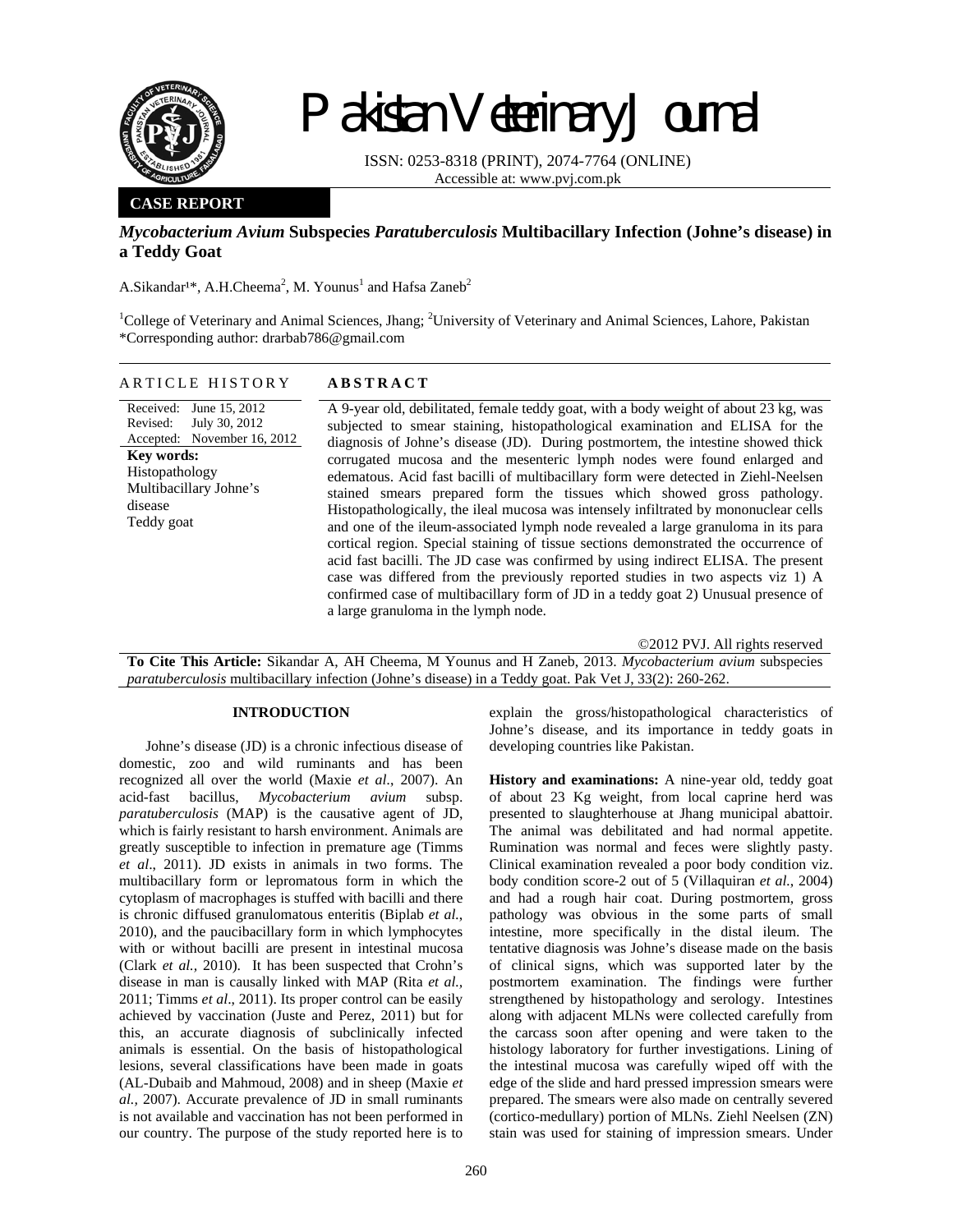# Pakistan Veterinary Journal

ISSN: 0253-8318 (PRINT), 2074-7764 (ONLINE)
Accessible at: www.pvj.com.pk

**CASE REPORT**

## *Mycobacterium Avium* Subspecies *Paratuberculosis* Multibacillary Infection (Johne's disease) in a Teddy Goat

A.Sikandar[1]*, A.H.Cheema[2], M. Younus[1] and Hafsa Zaneb[2]

[1]College of Veterinary and Animal Sciences, Jhang; [2]University of Veterinary and Animal Sciences, Lahore, Pakistan
*Corresponding author: drarbab786@gmail.com

**ARTICLE HISTORY**

Received: June 15, 2012
Revised: July 30, 2012
Accepted: November 16, 2012

**Key words:**
Histopathology
Multibacillary Johne's disease
Teddy goat

**ABSTRACT**

A 9-year old, debilitated, female teddy goat, with a body weight of about 23 kg, was subjected to smear staining, histopathological examination and ELISA for the diagnosis of Johne's disease (JD). During postmortem, the intestine showed thick corrugated mucosa and the mesenteric lymph nodes were found enlarged and edematous. Acid fast bacilli of multibacillary form were detected in Ziehl-Neelsen stained smears prepared form the tissues which showed gross pathology. Histopathologically, the ileal mucosa was intensely infiltrated by mononuclear cells and one of the ileum-associated lymph node revealed a large granuloma in its para cortical region. Special staining of tissue sections demonstrated the occurrence of acid fast bacilli. The JD case was confirmed by using indirect ELISA. The present case was differed from the previously reported studies in two aspects viz 1) A confirmed case of multibacillary form of JD in a teddy goat 2) Unusual presence of a large granuloma in the lymph node.

©2012 PVJ. All rights reserved

**To Cite This Article:** Sikandar A, AH Cheema, M Younus and H Zaneb, 2013. *Mycobacterium avium* subspecies *paratuberculosis* multibacillary infection (Johne's disease) in a Teddy goat. Pak Vet J, 33(2): 260-262.

### INTRODUCTION

Johne's disease (JD) is a chronic infectious disease of domestic, zoo and wild ruminants and has been recognized all over the world (Maxie *et al*., 2007). An acid-fast bacillus, *Mycobacterium avium* subsp. *paratuberculosis* (MAP) is the causative agent of JD, which is fairly resistant to harsh environment. Animals are greatly susceptible to infection in premature age (Timms *et al*., 2011). JD exists in animals in two forms. The multibacillary form or lepromatous form in which the cytoplasm of macrophages is stuffed with bacilli and there is chronic diffused granulomatous enteritis (Biplab *et al.*, 2010), and the paucibacillary form in which lymphocytes with or without bacilli are present in intestinal mucosa (Clark *et al.*, 2010). It has been suspected that Crohn's disease in man is causally linked with MAP (Rita *et al.*, 2011; Timms *et al*., 2011). Its proper control can be easily achieved by vaccination (Juste and Perez, 2011) but for this, an accurate diagnosis of subclinically infected animals is essential. On the basis of histopathological lesions, several classifications have been made in goats (AL-Dubaib and Mahmoud, 2008) and in sheep (Maxie *et al.*, 2007). Accurate prevalence of JD in small ruminants is not available and vaccination has not been performed in our country. The purpose of the study reported here is to explain the gross/histopathological characteristics of Johne's disease, and its importance in teddy goats in developing countries like Pakistan.

**History and examinations:** A nine-year old, teddy goat of about 23 Kg weight, from local caprine herd was presented to slaughterhouse at Jhang municipal abattoir. The animal was debilitated and had normal appetite. Rumination was normal and feces were slightly pasty. Clinical examination revealed a poor body condition viz. body condition score-2 out of 5 (Villaquiran *et al*., 2004) and had a rough hair coat. During postmortem, gross pathology was obvious in the some parts of small intestine, more specifically in the distal ileum. The tentative diagnosis was Johne's disease made on the basis of clinical signs, which was supported later by the postmortem examination. The findings were further strengthened by histopathology and serology. Intestines along with adjacent MLNs were collected carefully from the carcass soon after opening and were taken to the histology laboratory for further investigations. Lining of the intestinal mucosa was carefully wiped off with the edge of the slide and hard pressed impression smears were prepared. The smears were also made on centrally severed (cortico-medullary) portion of MLNs. Ziehl Neelsen (ZN) stain was used for staining of impression smears. Under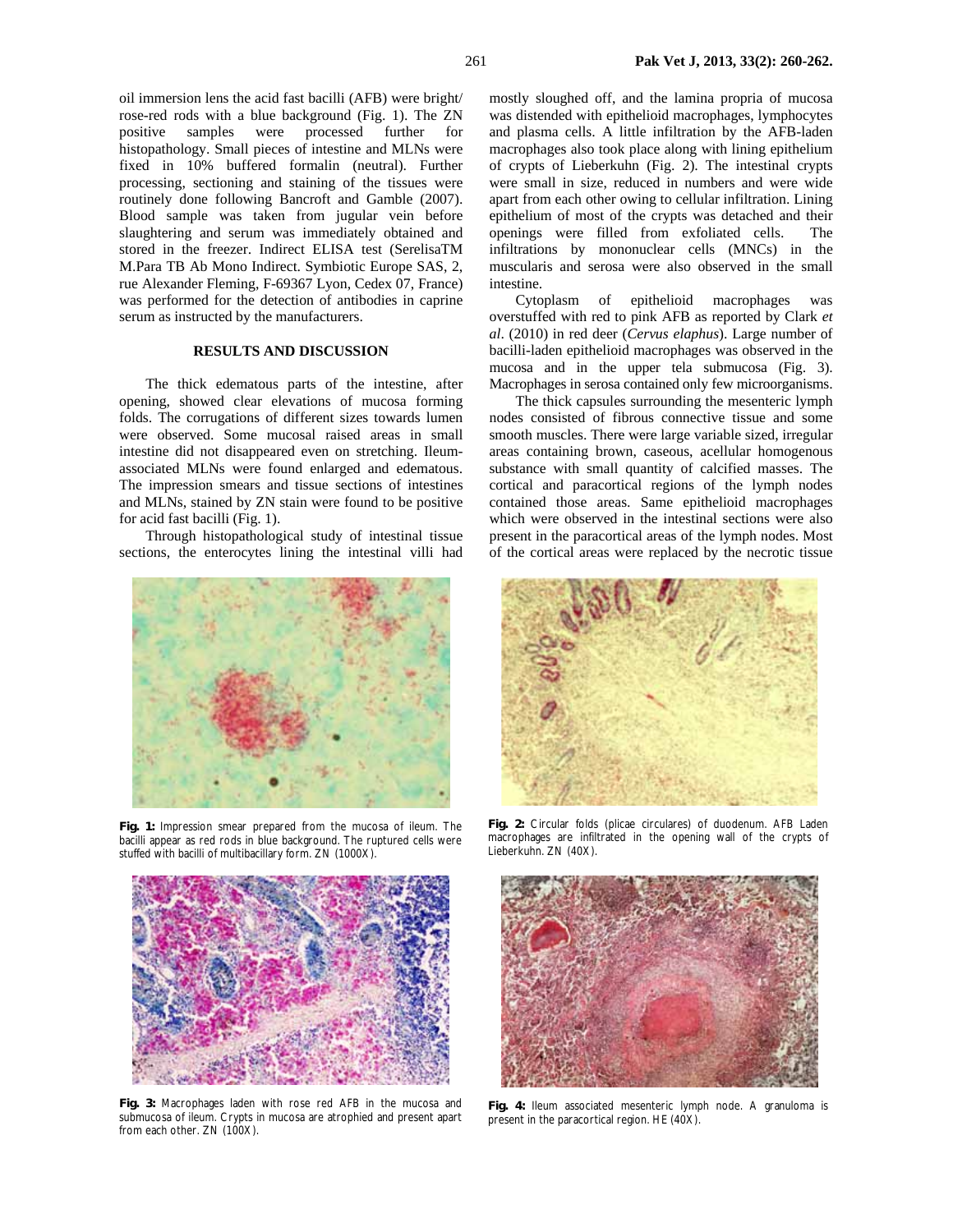oil immersion lens the acid fast bacilli (AFB) were bright/ rose-red rods with a blue background (Fig. 1). The ZN positive samples were processed further for histopathology. Small pieces of intestine and MLNs were fixed in 10% buffered formalin (neutral). Further processing, sectioning and staining of the tissues were routinely done following Bancroft and Gamble (2007). Blood sample was taken from jugular vein before slaughtering and serum was immediately obtained and stored in the freezer. Indirect ELISA test (SerelisaTM M.Para TB Ab Mono Indirect. Symbiotic Europe SAS, 2, rue Alexander Fleming, F-69367 Lyon, Cedex 07, France) was performed for the detection of antibodies in caprine serum as instructed by the manufacturers.

## RESULTS AND DISCUSSION

The thick edematous parts of the intestine, after opening, showed clear elevations of mucosa forming folds. The corrugations of different sizes towards lumen were observed. Some mucosal raised areas in small intestine did not disappeared even on stretching. Ileum-associated MLNs were found enlarged and edematous. The impression smears and tissue sections of intestines and MLNs, stained by ZN stain were found to be positive for acid fast bacilli (Fig. 1).

Through histopathological study of intestinal tissue sections, the enterocytes lining the intestinal villi had mostly sloughed off, and the lamina propria of mucosa was distended with epithelioid macrophages, lymphocytes and plasma cells. A little infiltration by the AFB-laden macrophages also took place along with lining epithelium of crypts of Lieberkuhn (Fig. 2). The intestinal crypts were small in size, reduced in numbers and were wide apart from each other owing to cellular infiltration. Lining epithelium of most of the crypts was detached and their openings were filled from exfoliated cells. The infiltrations by mononuclear cells (MNCs) in the muscularis and serosa were also observed in the small intestine.

Cytoplasm of epithelioid macrophages was overstuffed with red to pink AFB as reported by Clark *et al*. (2010) in red deer (*Cervus elaphus*). Large number of bacilli-laden epithelioid macrophages was observed in the mucosa and in the upper tela submucosa (Fig. 3). Macrophages in serosa contained only few microorganisms.

The thick capsules surrounding the mesenteric lymph nodes consisted of fibrous connective tissue and some smooth muscles. There were large variable sized, irregular areas containing brown, caseous, acellular homogenous substance with small quantity of calcified masses. The cortical and paracortical regions of the lymph nodes contained those areas. Same epithelioid macrophages which were observed in the intestinal sections were also present in the paracortical areas of the lymph nodes. Most of the cortical areas were replaced by the necrotic tissue

**Fig. 1:** Impression smear prepared from the mucosa of ileum. The bacilli appear as red rods in blue background. The ruptured cells were stuffed with bacilli of multibacillary form. ZN (1000X).

**Fig. 2:** Circular folds (plicae circulares) of duodenum. AFB Laden macrophages are infiltrated in the opening wall of the crypts of Lieberkuhn. ZN (40X).

**Fig. 3:** Macrophages laden with rose red AFB in the mucosa and submucosa of ileum. Crypts in mucosa are atrophied and present apart from each other. ZN (100X).

**Fig. 4:** Ileum associated mesenteric lymph node. A granuloma is present in the paracortical region. HE (40X).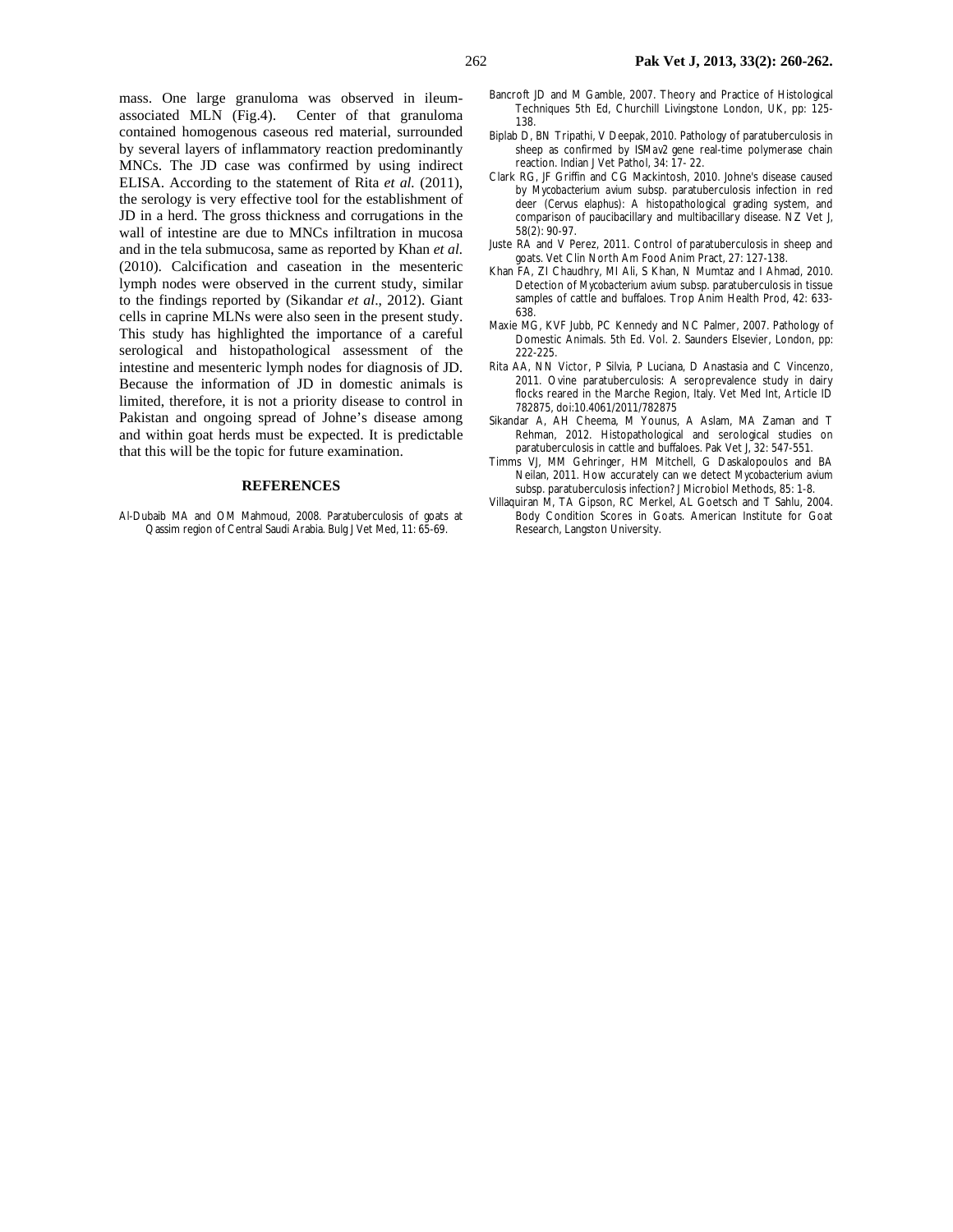mass. One large granuloma was observed in ileum-associated MLN (Fig.4). Center of that granuloma contained homogenous caseous red material, surrounded by several layers of inflammatory reaction predominantly MNCs. The JD case was confirmed by using indirect ELISA. According to the statement of Rita *et al.* (2011), the serology is very effective tool for the establishment of JD in a herd. The gross thickness and corrugations in the wall of intestine are due to MNCs infiltration in mucosa and in the tela submucosa, same as reported by Khan *et al.* (2010). Calcification and caseation in the mesenteric lymph nodes were observed in the current study, similar to the findings reported by (Sikandar *et al*., 2012). Giant cells in caprine MLNs were also seen in the present study. This study has highlighted the importance of a careful serological and histopathological assessment of the intestine and mesenteric lymph nodes for diagnosis of JD. Because the information of JD in domestic animals is limited, therefore, it is not a priority disease to control in Pakistan and ongoing spread of Johne's disease among and within goat herds must be expected. It is predictable that this will be the topic for future examination.

## REFERENCES

Al-Dubaib MA and OM Mahmoud, 2008. Paratuberculosis of goats at Qassim region of Central Saudi Arabia. Bulg J Vet Med, 11: 65-69.

Bancroft JD and M Gamble, 2007. Theory and Practice of Histological Techniques 5th Ed, Churchill Livingstone London, UK, pp: 125-138.

Biplab D, BN Tripathi, V Deepak, 2010. Pathology of paratuberculosis in sheep as confirmed by ISMav2 gene real-time polymerase chain reaction. Indian J Vet Pathol, 34: 17- 22.

Clark RG, JF Griffin and CG Mackintosh, 2010. Johne's disease caused by *Mycobacterium avium* subsp. paratuberculosis infection in red deer (*Cervus elaphus*): A histopathological grading system, and comparison of paucibacillary and multibacillary disease. NZ Vet J, 58(2): 90-97.

Juste RA and V Perez, 2011. Control of paratuberculosis in sheep and goats. Vet Clin North Am Food Anim Pract, 27: 127-138.

Khan FA, ZI Chaudhry, MI Ali, S Khan, N Mumtaz and I Ahmad, 2010. Detection of *Mycobacterium avium* subsp. paratuberculosis in tissue samples of cattle and buffaloes. Trop Anim Health Prod, 42: 633-638.

Maxie MG, KVF Jubb, PC Kennedy and NC Palmer, 2007. Pathology of Domestic Animals. 5th Ed. Vol. 2. Saunders Elsevier, London, pp: 222-225.

Rita AA, NN Victor, P Silvia, P Luciana, D Anastasia and C Vincenzo, 2011. Ovine paratuberculosis: A seroprevalence study in dairy flocks reared in the Marche Region, Italy. Vet Med Int, Article ID 782875, doi:10.4061/2011/782875

Sikandar A, AH Cheema, M Younus, A Aslam, MA Zaman and T Rehman, 2012. Histopathological and serological studies on paratuberculosis in cattle and buffaloes. Pak Vet J, 32: 547-551.

Timms VJ, MM Gehringer, HM Mitchell, G Daskalopoulos and BA Neilan, 2011. How accurately can we detect *Mycobacterium avium* subsp. paratuberculosis infection? J Microbiol Methods, 85: 1-8.

Villaquiran M, TA Gipson, RC Merkel, AL Goetsch and T Sahlu, 2004. Body Condition Scores in Goats. American Institute for Goat Research, Langston University.